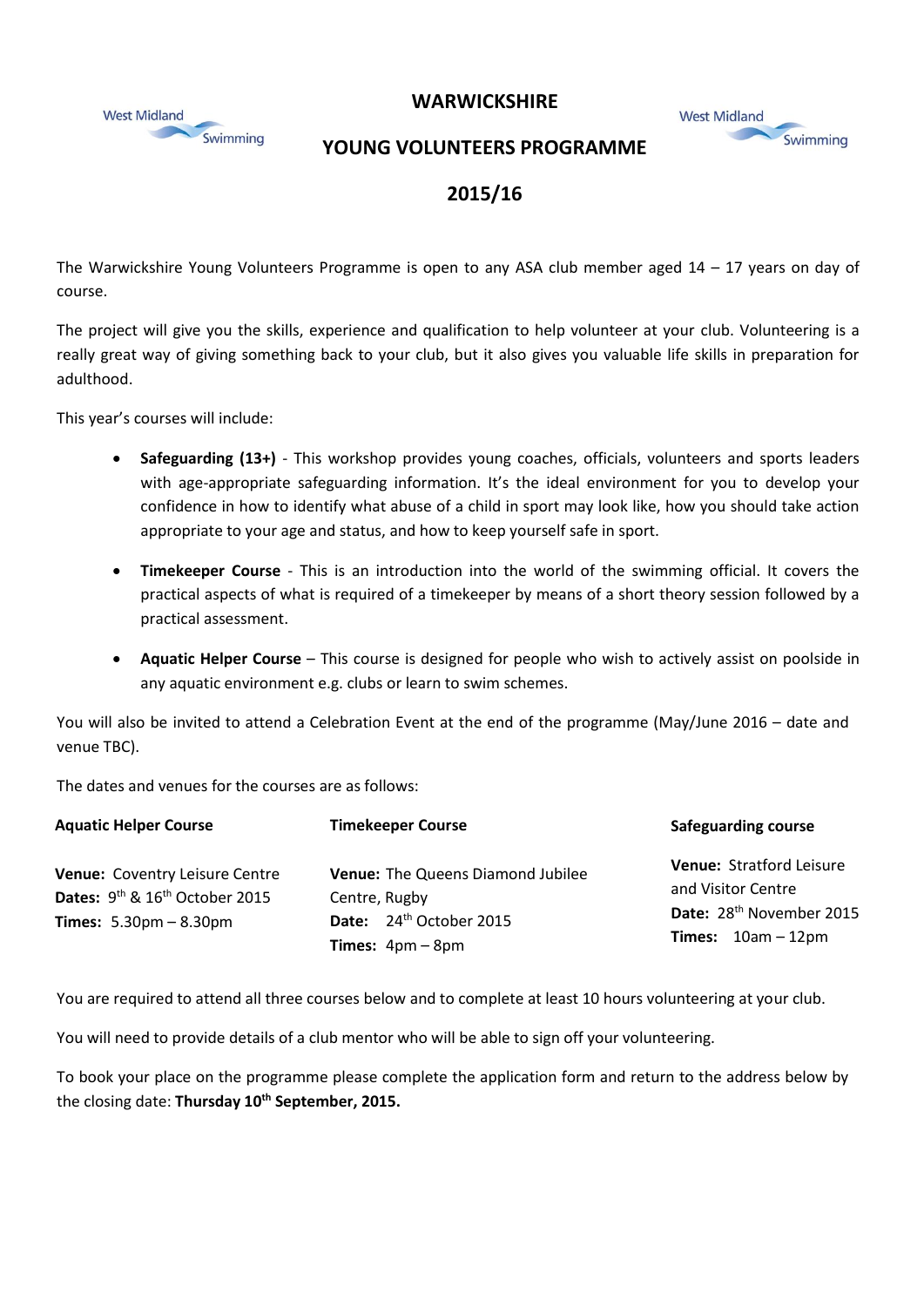# WARWICKSHIRE

# YOUNG VOLUNTEERS PROGRAMME

# 2015/16

The Warwickshire Young Volunteers Programme is open to any ASA club member aged 14 – 17 years on day of course.

The project will give you the skills, experience and qualification to help volunteer at your club. Volunteering is a really great way of giving something back to your club, but it also gives you valuable life skills in preparation for adulthood.

This year's courses will include:

- **Safeguarding (13+)** - This workshop provides young coaches, officials, volunteers and sports leaders with age-appropriate safeguarding information. It's the ideal environment for you to develop your confidence in how to identify what abuse of a child in sport may look like, how you should take action appropriate to your age and status, and how to keep yourself safe in sport.
- **Timekeeper Course** - This is an introduction into the world of the swimming official. It covers the practical aspects of what is required of a timekeeper by means of a short theory session followed by a practical assessment.
- **Aquatic Helper Course** – This course is designed for people who wish to actively assist on poolside in any aquatic environment e.g. clubs or learn to swim schemes.

You will also be invited to attend a Celebration Event at the end of the programme (May/June 2016 – date and venue TBC).

The dates and venues for the courses are as follows:

| **Aquatic Helper Course** | **Timekeeper Course** | **Safeguarding course** |
|---|---|---|
| **Venue:** Coventry Leisure Centre | **Venue:** The Queens Diamond Jubilee Centre, Rugby | **Venue:** Stratford Leisure and Visitor Centre |
| **Dates:** 9th & 16th October 2015 | **Date:** 24th October 2015 | **Date:** 28th November 2015 |
| **Times:** 5.30pm – 8.30pm | **Times:** 4pm – 8pm | **Times:** 10am – 12pm |

You are required to attend all three courses below and to complete at least 10 hours volunteering at your club.

You will need to provide details of a club mentor who will be able to sign off your volunteering.

To book your place on the programme please complete the application form and return to the address below by the closing date: **Thursday 10th September, 2015.**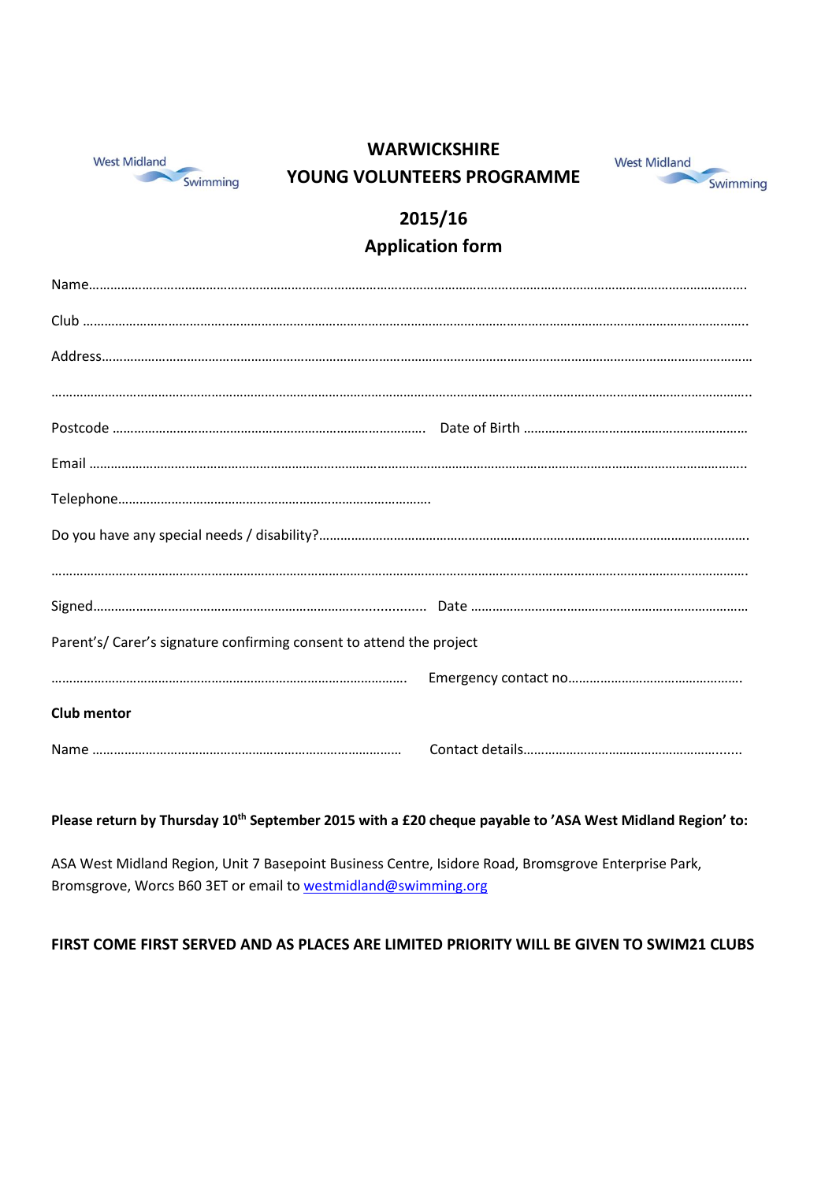West Midland Swimming

# WARWICKSHIRE
# YOUNG VOLUNTEERS PROGRAMME

West Midland Swimming

## 2015/16
## Application form

Name…………………………………………………………………………………………………………………………………………………………….

Club …………………………………………………………………………………………………………………………………………………………….

Address…………………………………………………………………………………………………………………………………………………………

…………………………………………………………………………………………………………………………………………………………………….

Postcode …………………………………………………………………………… Date of Birth ……………………………………………………

Email …………………………………………………………………………………………………………………………………………………………….

Telephone…………………………………………………………………………….

Do you have any special needs / disability?…………………………………………………………………………………………………….

…………………………………………………………………………………………………………………………………………………………………….

Signed……………………………………………………………............……… Date ……………………………………………………………………

Parent's/ Carer's signature confirming consent to attend the project

………………………………………………………………………………………. Emergency contact no………………………………………….

**Club mentor**

Name …………………………………………………………………………… Contact details……………………………………………......

**Please return by Thursday 10th September 2015 with a £20 cheque payable to 'ASA West Midland Region' to:**

ASA West Midland Region, Unit 7 Basepoint Business Centre, Isidore Road, Bromsgrove Enterprise Park, Bromsgrove, Worcs B60 3ET or email to westmidland@swimming.org

**FIRST COME FIRST SERVED AND AS PLACES ARE LIMITED PRIORITY WILL BE GIVEN TO SWIM21 CLUBS**